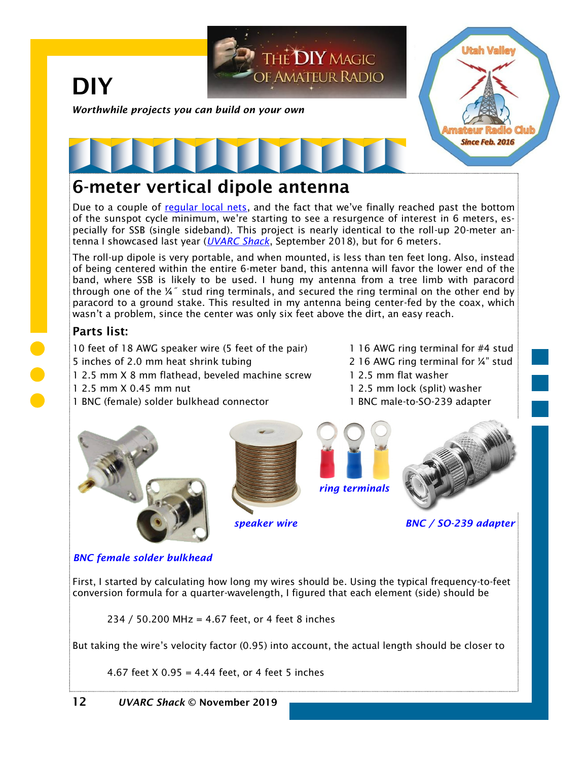# DIY

*Worthwhile projects you can build on your own*

## 6-meter vertical dipole antenna

Due to a couple of regular local nets, and the fact that we've finally reached past the bottom of the sunspot cycle minimum, we're starting to see a resurgence of interest in 6 meters, especially for SSB (single sideband). This project is nearly identical to the roll-up 20-meter antenna I showcased last year (*UVARC Shack*, September 2018), but for 6 meters.

The roll-up dipole is very portable, and when mounted, is less than ten feet long. Also, instead of being centered within the entire 6-meter band, this antenna will favor the lower end of the band, where SSB is likely to be used. I hung my antenna from a tree limb with paracord through one of the ¼″ stud ring terminals, and secured the ring terminal on the other end by paracord to a ground stake. This resulted in my antenna being center-fed by the coax, which wasn't a problem, since the center was only six feet above the dirt, an easy reach.

### Parts list:

- 10 feet of 18 AWG speaker wire (5 feet of the pair)
- 5 inches of 2.0 mm heat shrink tubing
- 1 2.5 mm X 8 mm flathead, beveled machine screw
- 1 2.5 mm X 0.45 mm nut
- 1 BNC (female) solder bulkhead connector
- 1 16 AWG ring terminal for #4 stud
- 2 16 AWG ring terminal for ¼" stud
- 1 2.5 mm flat washer
- 1 2.5 mm lock (split) washer
- 1 BNC male-to-SO-239 adapter

*BNC female solder bulkhead*

*speaker wire*

*ring terminals*

*BNC / SO-239 adapter*

First, I started by calculating how long my wires should be. Using the typical frequency-to-feet conversion formula for a quarter-wavelength, I figured that each element (side) should be

$$234 / 50.200 \text{ MHz} = 4.67 \text{ feet, or 4 feet 8 inches}$$

But taking the wire's velocity factor (0.95) into account, the actual length should be closer to

$$4.67 \text{ feet} \times 0.95 = 4.44 \text{ feet, or 4 feet 5 inches}$$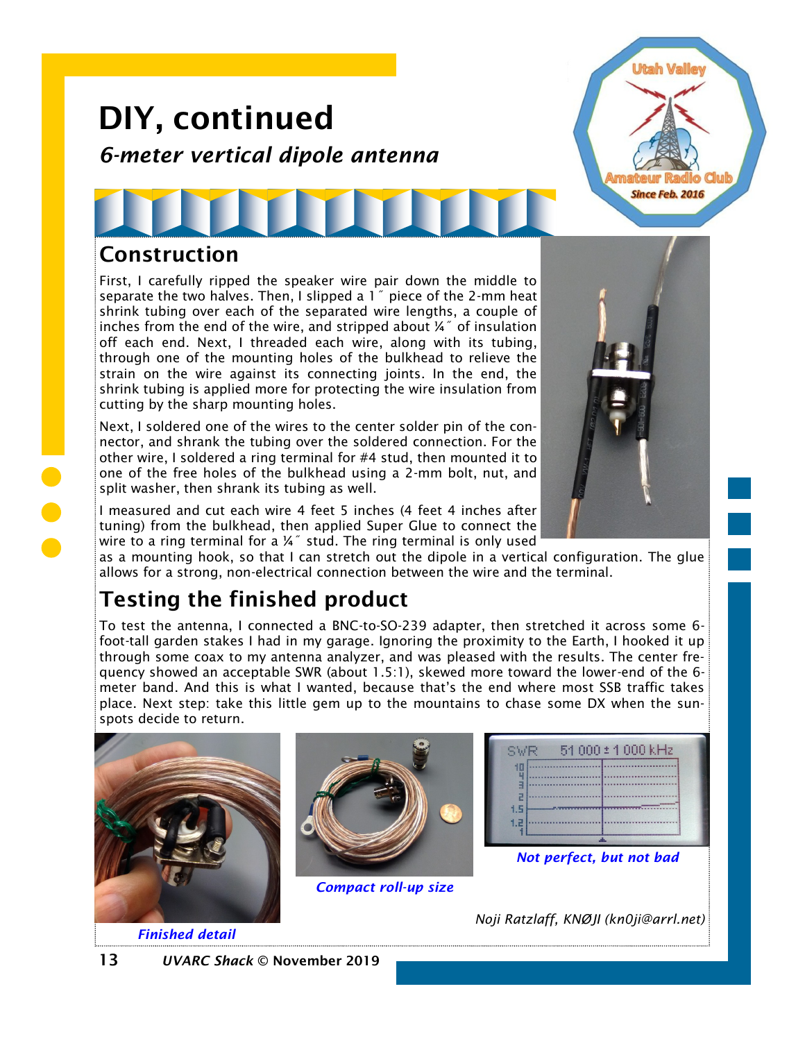# DIY, continued

*6-meter vertical dipole antenna*

## Construction

First, I carefully ripped the speaker wire pair down the middle to separate the two halves. Then, I slipped a 1˝ piece of the 2-mm heat shrink tubing over each of the separated wire lengths, a couple of inches from the end of the wire, and stripped about ¼˝ of insulation off each end. Next, I threaded each wire, along with its tubing, through one of the mounting holes of the bulkhead to relieve the strain on the wire against its connecting joints. In the end, the shrink tubing is applied more for protecting the wire insulation from cutting by the sharp mounting holes.

Next, I soldered one of the wires to the center solder pin of the connector, and shrank the tubing over the soldered connection. For the other wire, I soldered a ring terminal for #4 stud, then mounted it to one of the free holes of the bulkhead using a 2-mm bolt, nut, and split washer, then shrank its tubing as well.

I measured and cut each wire 4 feet 5 inches (4 feet 4 inches after tuning) from the bulkhead, then applied Super Glue to connect the wire to a ring terminal for a ¼˝ stud. The ring terminal is only used as a mounting hook, so that I can stretch out the dipole in a vertical configuration. The glue allows for a strong, non-electrical connection between the wire and the terminal.

## Testing the finished product

To test the antenna, I connected a BNC-to-SO-239 adapter, then stretched it across some 6-foot-tall garden stakes I had in my garage. Ignoring the proximity to the Earth, I hooked it up through some coax to my antenna analyzer, and was pleased with the results. The center frequency showed an acceptable SWR (about 1.5:1), skewed more toward the lower-end of the 6-meter band. And this is what I wanted, because that's the end where most SSB traffic takes place. Next step: take this little gem up to the mountains to chase some DX when the sunspots decide to return.

*Finished detail*

*Compact roll-up size*

SWR 51 000 ± 1 000 kHz

10
4
3
2
1.5
1.2
1

*Not perfect, but not bad*

*Noji Ratzlaff, KNØJI (kn0ji@arrl.net)*